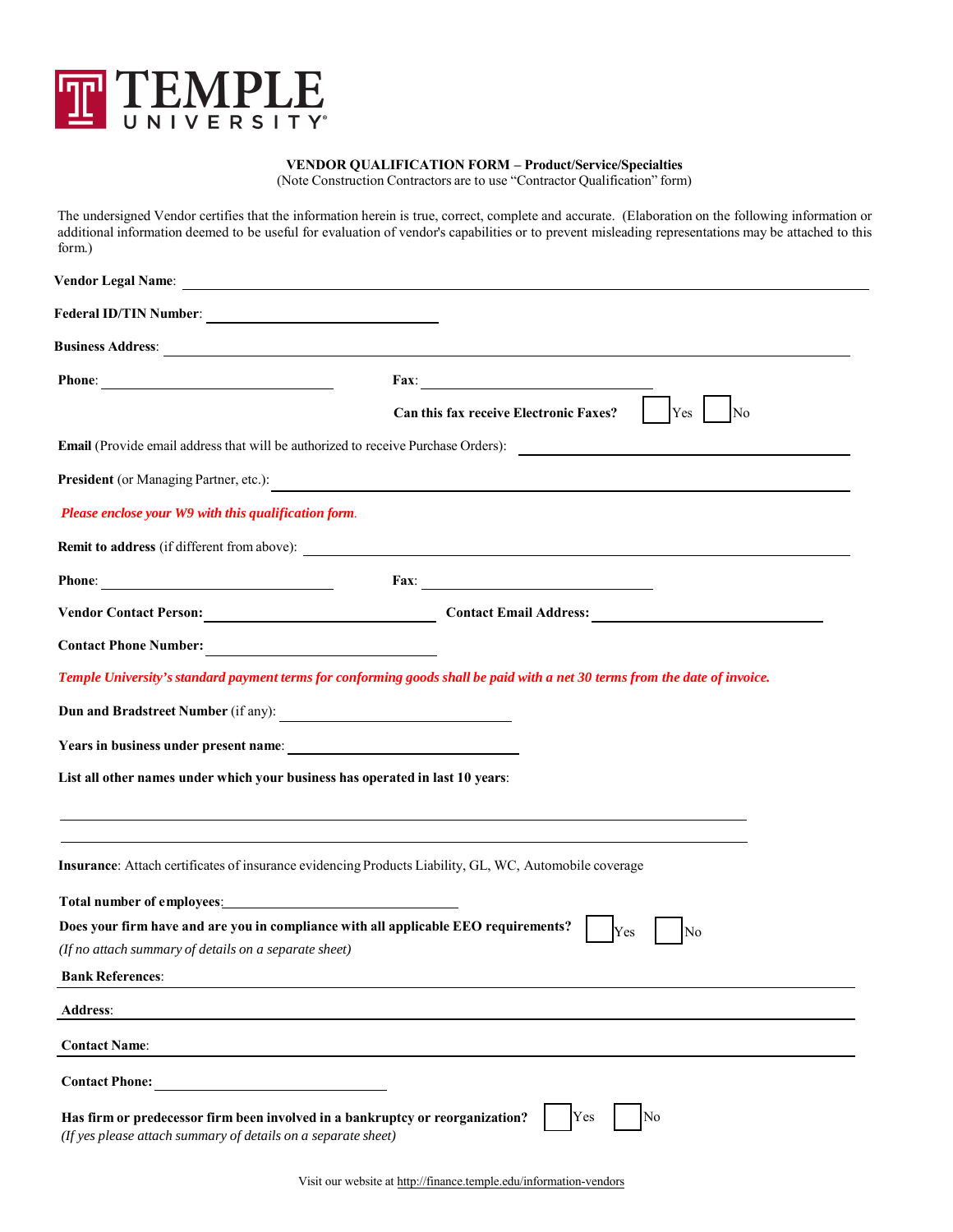TEMPLE UNIVERSITY

**VENDOR QUALIFICATION FORM – Product/Service/Specialties**
(Note Construction Contractors are to use "Contractor Qualification" form)

The undersigned Vendor certifies that the information herein is true, correct, complete and accurate. (Elaboration on the following information or additional information deemed to be useful for evaluation of vendor's capabilities or to prevent misleading representations may be attached to this form.)

**Vendor Legal Name**: ______________________________

**Federal ID/TIN Number**: ______________________________

**Business Address**: ______________________________

**Phone**: ______________________________ **Fax**: ______________________________

**Can this fax receive Electronic Faxes?** ☐ Yes ☐ No

**Email** (Provide email address that will be authorized to receive Purchase Orders): ______________________________

**President** (or Managing Partner, etc.): ______________________________

*Please enclose your W9 with this qualification form.*

**Remit to address** (if different from above): ______________________________

**Phone**: ______________________________ **Fax**: ______________________________

**Vendor Contact Person:** ______________________________ **Contact Email Address:** ______________________________

**Contact Phone Number:** ______________________________

***Temple University's standard payment terms for conforming goods shall be paid with a net 30 terms from the date of invoice.***

**Dun and Bradstreet Number** (if any): ______________________________

**Years in business under present name**: ______________________________

**List all other names under which your business has operated in last 10 years**:

______________________________

______________________________

**Insurance**: Attach certificates of insurance evidencing Products Liability, GL, WC, Automobile coverage

**Total number of employees**: ______________________________

**Does your firm have and are you in compliance with all applicable EEO requirements?** ☐ Yes ☐ No
*(If no attach summary of details on a separate sheet)*

**Bank References**: ______________________________

**Address**: ______________________________

**Contact Name**: ______________________________

**Contact Phone:** ______________________________

**Has firm or predecessor firm been involved in a bankruptcy or reorganization?** ☐ Yes ☐ No
*(If yes please attach summary of details on a separate sheet)*

Visit our website at http://finance.temple.edu/information-vendors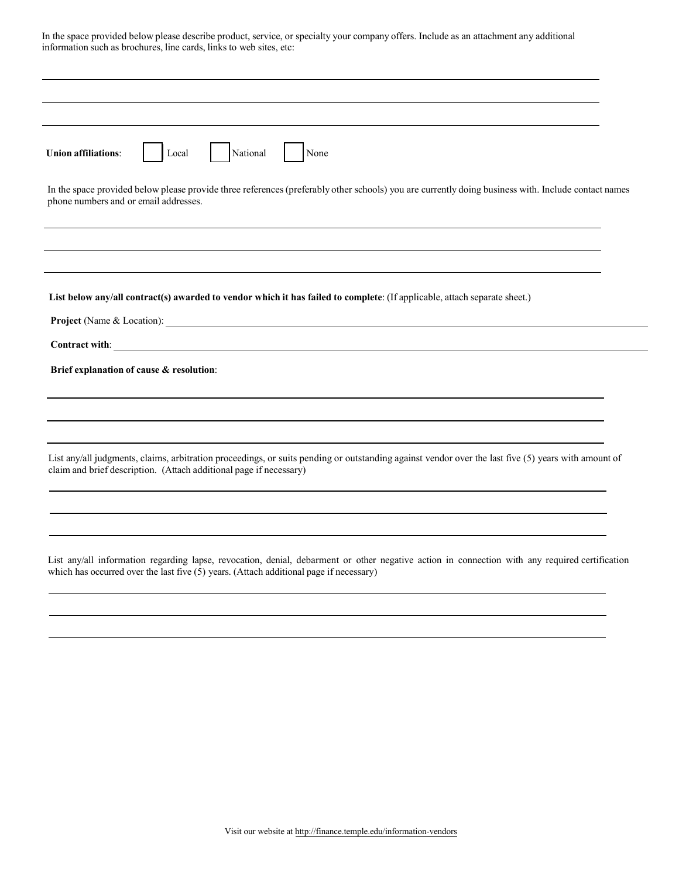In the space provided below please describe product, service, or specialty your company offers. Include as an attachment any additional information such as brochures, line cards, links to web sites, etc:

______________________________________________________________________

______________________________________________________________________

______________________________________________________________________

**Union affiliations**: ☐ Local ☐ National ☐ None

In the space provided below please provide three references (preferably other schools) you are currently doing business with. Include contact names phone numbers and or email addresses.

______________________________________________________________________

______________________________________________________________________

______________________________________________________________________

**List below any/all contract(s) awarded to vendor which it has failed to complete**: (If applicable, attach separate sheet.)

**Project** (Name & Location): ______________________________________________________________________

**Contract with**: ______________________________________________________________________

**Brief explanation of cause & resolution**:

______________________________________________________________________

______________________________________________________________________

______________________________________________________________________

List any/all judgments, claims, arbitration proceedings, or suits pending or outstanding against vendor over the last five (5) years with amount of claim and brief description. (Attach additional page if necessary)

______________________________________________________________________

______________________________________________________________________

______________________________________________________________________

List any/all information regarding lapse, revocation, denial, debarment or other negative action in connection with any required certification which has occurred over the last five (5) years. (Attach additional page if necessary)

______________________________________________________________________

______________________________________________________________________

______________________________________________________________________

Visit our website at http://finance.temple.edu/information-vendors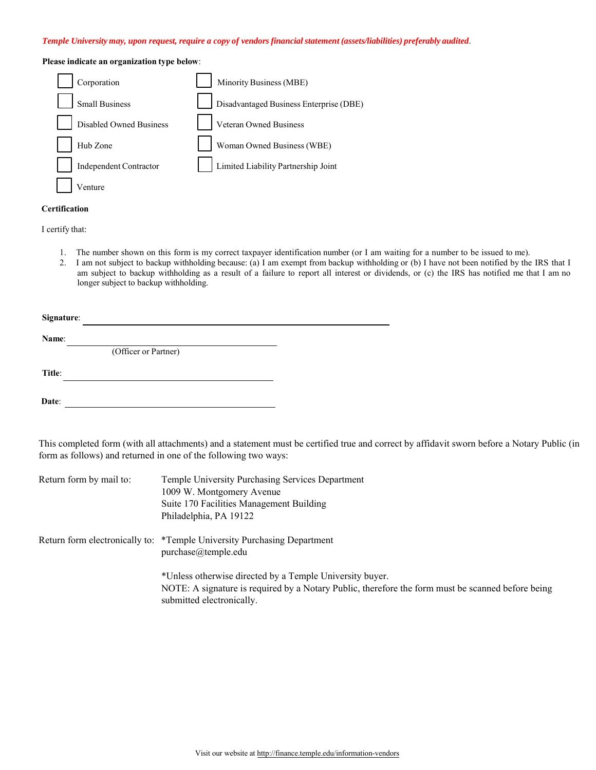*__Temple University may, upon request, require a copy of vendors financial statement (assets/liabilities) preferably audited__.*

**Please indicate an organization type below**:

- [ ] Corporation
- [ ] Small Business
- [ ] Disabled Owned Business
- [ ] Hub Zone
- [ ] Independent Contractor
- [ ] Venture
- [ ] Minority Business (MBE)
- [ ] Disadvantaged Business Enterprise (DBE)
- [ ] Veteran Owned Business
- [ ] Woman Owned Business (WBE)
- [ ] Limited Liability Partnership Joint

**Certification**

I certify that:

1. The number shown on this form is my correct taxpayer identification number (or I am waiting for a number to be issued to me).
2. I am not subject to backup withholding because: (a) I am exempt from backup withholding or (b) I have not been notified by the IRS that I am subject to backup withholding as a result of a failure to report all interest or dividends, or (c) the IRS has notified me that I am no longer subject to backup withholding.

**Signature**: ______________________________________________

**Name**: ________________________________
(Officer or Partner)

**Title**: ________________________________

**Date**: ________________________________

This completed form (with all attachments) and a statement must be certified true and correct by affidavit sworn before a Notary Public (in form as follows) and returned in one of the following two ways:

Return form by mail to:
Temple University Purchasing Services Department
1009 W. Montgomery Avenue
Suite 170 Facilities Management Building
Philadelphia, PA 19122

Return form electronically to:
*Temple University Purchasing Department
purchase@temple.edu

*Unless otherwise directed by a Temple University buyer.
NOTE: A signature is required by a Notary Public, therefore the form must be scanned before being submitted electronically.

Visit our website at http://finance.temple.edu/information-vendors